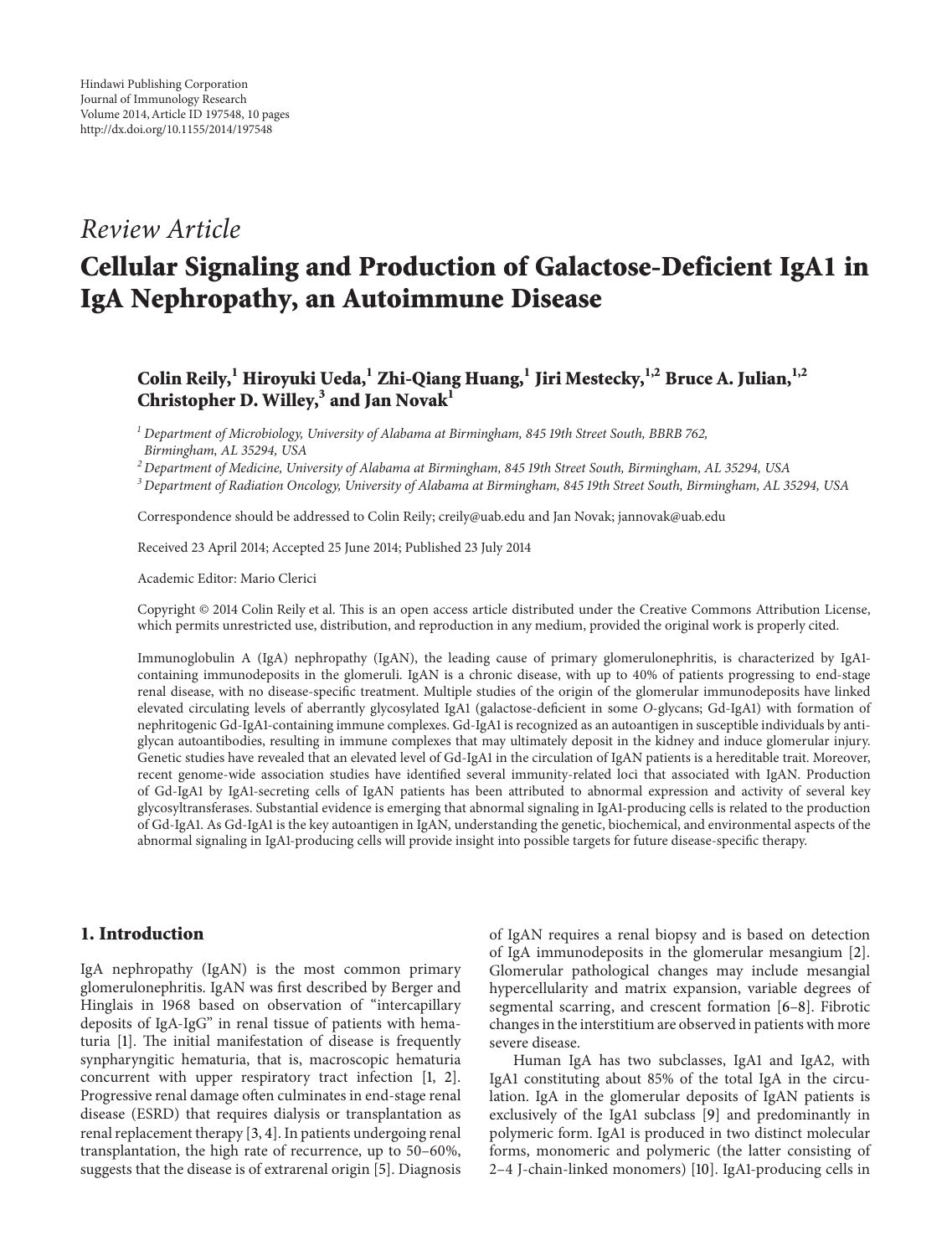Hindawi Publishing Corporation
Journal of Immunology Research
Volume 2014, Article ID 197548, 10 pages
http://dx.doi.org/10.1155/2014/197548

*Review Article*

# Cellular Signaling and Production of Galactose-Deficient IgA1 in IgA Nephropathy, an Autoimmune Disease

**Colin Reily,[1] Hiroyuki Ueda,[1] Zhi-Qiang Huang,[1] Jiri Mestecky,[1,2] Bruce A. Julian,[1,2] Christopher D. Willey,[3] and Jan Novak[1]**

[1] *Department of Microbiology, University of Alabama at Birmingham, 845 19th Street South, BBRB 762, Birmingham, AL 35294, USA*
[2] *Department of Medicine, University of Alabama at Birmingham, 845 19th Street South, Birmingham, AL 35294, USA*
[3] *Department of Radiation Oncology, University of Alabama at Birmingham, 845 19th Street South, Birmingham, AL 35294, USA*

Correspondence should be addressed to Colin Reily; creily@uab.edu and Jan Novak; jannovak@uab.edu

Received 23 April 2014; Accepted 25 June 2014; Published 23 July 2014

Academic Editor: Mario Clerici

Copyright © 2014 Colin Reily et al. This is an open access article distributed under the Creative Commons Attribution License, which permits unrestricted use, distribution, and reproduction in any medium, provided the original work is properly cited.

Immunoglobulin A (IgA) nephropathy (IgAN), the leading cause of primary glomerulonephritis, is characterized by IgA1-containing immunodeposits in the glomeruli. IgAN is a chronic disease, with up to 40% of patients progressing to end-stage renal disease, with no disease-specific treatment. Multiple studies of the origin of the glomerular immunodeposits have linked elevated circulating levels of aberrantly glycosylated IgA1 (galactose-deficient in some *O*-glycans; Gd-IgA1) with formation of nephritogenic Gd-IgA1-containing immune complexes. Gd-IgA1 is recognized as an autoantigen in susceptible individuals by anti-glycan autoantibodies, resulting in immune complexes that may ultimately deposit in the kidney and induce glomerular injury. Genetic studies have revealed that an elevated level of Gd-IgA1 in the circulation of IgAN patients is a hereditable trait. Moreover, recent genome-wide association studies have identified several immunity-related loci that associated with IgAN. Production of Gd-IgA1 by IgA1-secreting cells of IgAN patients has been attributed to abnormal expression and activity of several key glycosyltransferases. Substantial evidence is emerging that abnormal signaling in IgA1-producing cells is related to the production of Gd-IgA1. As Gd-IgA1 is the key autoantigen in IgAN, understanding the genetic, biochemical, and environmental aspects of the abnormal signaling in IgA1-producing cells will provide insight into possible targets for future disease-specific therapy.

## 1. Introduction

IgA nephropathy (IgAN) is the most common primary glomerulonephritis. IgAN was first described by Berger and Hinglais in 1968 based on observation of "intercapillary deposits of IgA-IgG" in renal tissue of patients with hematuria [1]. The initial manifestation of disease is frequently synpharyngitic hematuria, that is, macroscopic hematuria concurrent with upper respiratory tract infection [1, 2]. Progressive renal damage often culminates in end-stage renal disease (ESRD) that requires dialysis or transplantation as renal replacement therapy [3, 4]. In patients undergoing renal transplantation, the high rate of recurrence, up to 50–60%, suggests that the disease is of extrarenal origin [5]. Diagnosis of IgAN requires a renal biopsy and is based on detection of IgA immunodeposits in the glomerular mesangium [2]. Glomerular pathological changes may include mesangial hypercellularity and matrix expansion, variable degrees of segmental scarring, and crescent formation [6–8]. Fibrotic changes in the interstitium are observed in patients with more severe disease.

Human IgA has two subclasses, IgA1 and IgA2, with IgA1 constituting about 85% of the total IgA in the circulation. IgA in the glomerular deposits of IgAN patients is exclusively of the IgA1 subclass [9] and predominantly in polymeric form. IgA1 is produced in two distinct molecular forms, monomeric and polymeric (the latter consisting of 2–4 J-chain-linked monomers) [10]. IgA1-producing cells in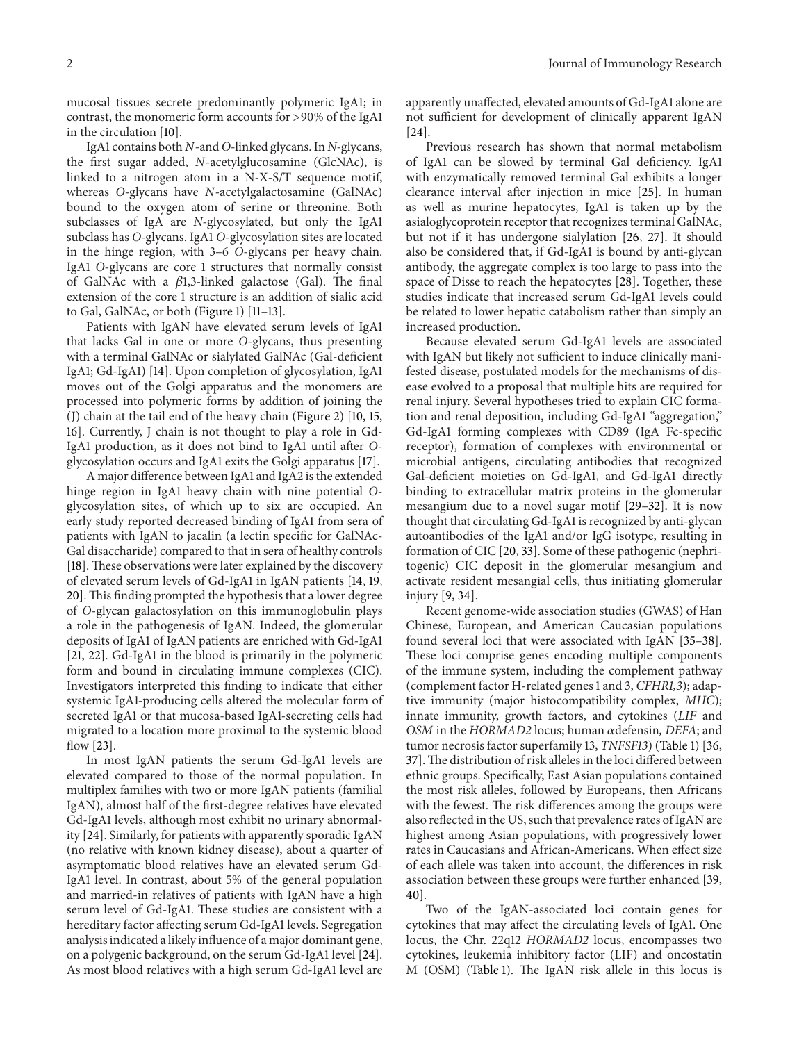mucosal tissues secrete predominantly polymeric IgA1; in contrast, the monomeric form accounts for >90% of the IgA1 in the circulation [10].

IgA1 contains both *N*-and *O*-linked glycans. In *N*-glycans, the first sugar added, *N*-acetylglucosamine (GlcNAc), is linked to a nitrogen atom in a N-X-S/T sequence motif, whereas *O*-glycans have *N*-acetylgalactosamine (GalNAc) bound to the oxygen atom of serine or threonine. Both subclasses of IgA are *N*-glycosylated, but only the IgA1 subclass has *O*-glycans. IgA1 *O*-glycosylation sites are located in the hinge region, with 3–6 *O*-glycans per heavy chain. IgA1 *O*-glycans are core 1 structures that normally consist of GalNAc with a $\beta$1,3-linked galactose (Gal). The final extension of the core 1 structure is an addition of sialic acid to Gal, GalNAc, or both (Figure 1) [11–13].

Patients with IgAN have elevated serum levels of IgA1 that lacks Gal in one or more *O*-glycans, thus presenting with a terminal GalNAc or sialylated GalNAc (Gal-deficient IgA1; Gd-IgA1) [14]. Upon completion of glycosylation, IgA1 moves out of the Golgi apparatus and the monomers are processed into polymeric forms by addition of joining the (J) chain at the tail end of the heavy chain (Figure 2) [10, 15, 16]. Currently, J chain is not thought to play a role in Gd-IgA1 production, as it does not bind to IgA1 until after *O*-glycosylation occurs and IgA1 exits the Golgi apparatus [17].

A major difference between IgA1 and IgA2 is the extended hinge region in IgA1 heavy chain with nine potential *O*-glycosylation sites, of which up to six are occupied. An early study reported decreased binding of IgA1 from sera of patients with IgAN to jacalin (a lectin specific for GalNAc-Gal disaccharide) compared to that in sera of healthy controls [18]. These observations were later explained by the discovery of elevated serum levels of Gd-IgA1 in IgAN patients [14, 19, 20]. This finding prompted the hypothesis that a lower degree of *O*-glycan galactosylation on this immunoglobulin plays a role in the pathogenesis of IgAN. Indeed, the glomerular deposits of IgA1 of IgAN patients are enriched with Gd-IgA1 [21, 22]. Gd-IgA1 in the blood is primarily in the polymeric form and bound in circulating immune complexes (CIC). Investigators interpreted this finding to indicate that either systemic IgA1-producing cells altered the molecular form of secreted IgA1 or that mucosa-based IgA1-secreting cells had migrated to a location more proximal to the systemic blood flow [23].

In most IgAN patients the serum Gd-IgA1 levels are elevated compared to those of the normal population. In multiplex families with two or more IgAN patients (familial IgAN), almost half of the first-degree relatives have elevated Gd-IgA1 levels, although most exhibit no urinary abnormality [24]. Similarly, for patients with apparently sporadic IgAN (no relative with known kidney disease), about a quarter of asymptomatic blood relatives have an elevated serum Gd-IgA1 level. In contrast, about 5% of the general population and married-in relatives of patients with IgAN have a high serum level of Gd-IgA1. These studies are consistent with a hereditary factor affecting serum Gd-IgA1 levels. Segregation analysis indicated a likely influence of a major dominant gene, on a polygenic background, on the serum Gd-IgA1 level [24]. As most blood relatives with a high serum Gd-IgA1 level are apparently unaffected, elevated amounts of Gd-IgA1 alone are not sufficient for development of clinically apparent IgAN [24].

Previous research has shown that normal metabolism of IgA1 can be slowed by terminal Gal deficiency. IgA1 with enzymatically removed terminal Gal exhibits a longer clearance interval after injection in mice [25]. In human as well as murine hepatocytes, IgA1 is taken up by the asialoglycoprotein receptor that recognizes terminal GalNAc, but not if it has undergone sialylation [26, 27]. It should also be considered that, if Gd-IgA1 is bound by anti-glycan antibody, the aggregate complex is too large to pass into the space of Disse to reach the hepatocytes [28]. Together, these studies indicate that increased serum Gd-IgA1 levels could be related to lower hepatic catabolism rather than simply an increased production.

Because elevated serum Gd-IgA1 levels are associated with IgAN but likely not sufficient to induce clinically manifested disease, postulated models for the mechanisms of disease evolved to a proposal that multiple hits are required for renal injury. Several hypotheses tried to explain CIC formation and renal deposition, including Gd-IgA1 "aggregation," Gd-IgA1 forming complexes with CD89 (IgA Fc-specific receptor), formation of complexes with environmental or microbial antigens, circulating antibodies that recognized Gal-deficient moieties on Gd-IgA1, and Gd-IgA1 directly binding to extracellular matrix proteins in the glomerular mesangium due to a novel sugar motif [29–32]. It is now thought that circulating Gd-IgA1 is recognized by anti-glycan autoantibodies of the IgA1 and/or IgG isotype, resulting in formation of CIC [20, 33]. Some of these pathogenic (nephritogenic) CIC deposit in the glomerular mesangium and activate resident mesangial cells, thus initiating glomerular injury [9, 34].

Recent genome-wide association studies (GWAS) of Han Chinese, European, and American Caucasian populations found several loci that were associated with IgAN [35–38]. These loci comprise genes encoding multiple components of the immune system, including the complement pathway (complement factor H-related genes 1 and 3, *CFHR1,3*); adaptive immunity (major histocompatibility complex, *MHC*); innate immunity, growth factors, and cytokines (*LIF* and *OSM* in the *HORMAD2* locus; human $\alpha$defensin, *DEFA*; and tumor necrosis factor superfamily 13, *TNFSF13*) (Table 1) [36, 37]. The distribution of risk alleles in the loci differed between ethnic groups. Specifically, East Asian populations contained the most risk alleles, followed by Europeans, then Africans with the fewest. The risk differences among the groups were also reflected in the US, such that prevalence rates of IgAN are highest among Asian populations, with progressively lower rates in Caucasians and African-Americans. When effect size of each allele was taken into account, the differences in risk association between these groups were further enhanced [39, 40].

Two of the IgAN-associated loci contain genes for cytokines that may affect the circulating levels of IgA1. One locus, the Chr. 22q12 *HORMAD2* locus, encompasses two cytokines, leukemia inhibitory factor (LIF) and oncostatin M (OSM) (Table 1). The IgAN risk allele in this locus is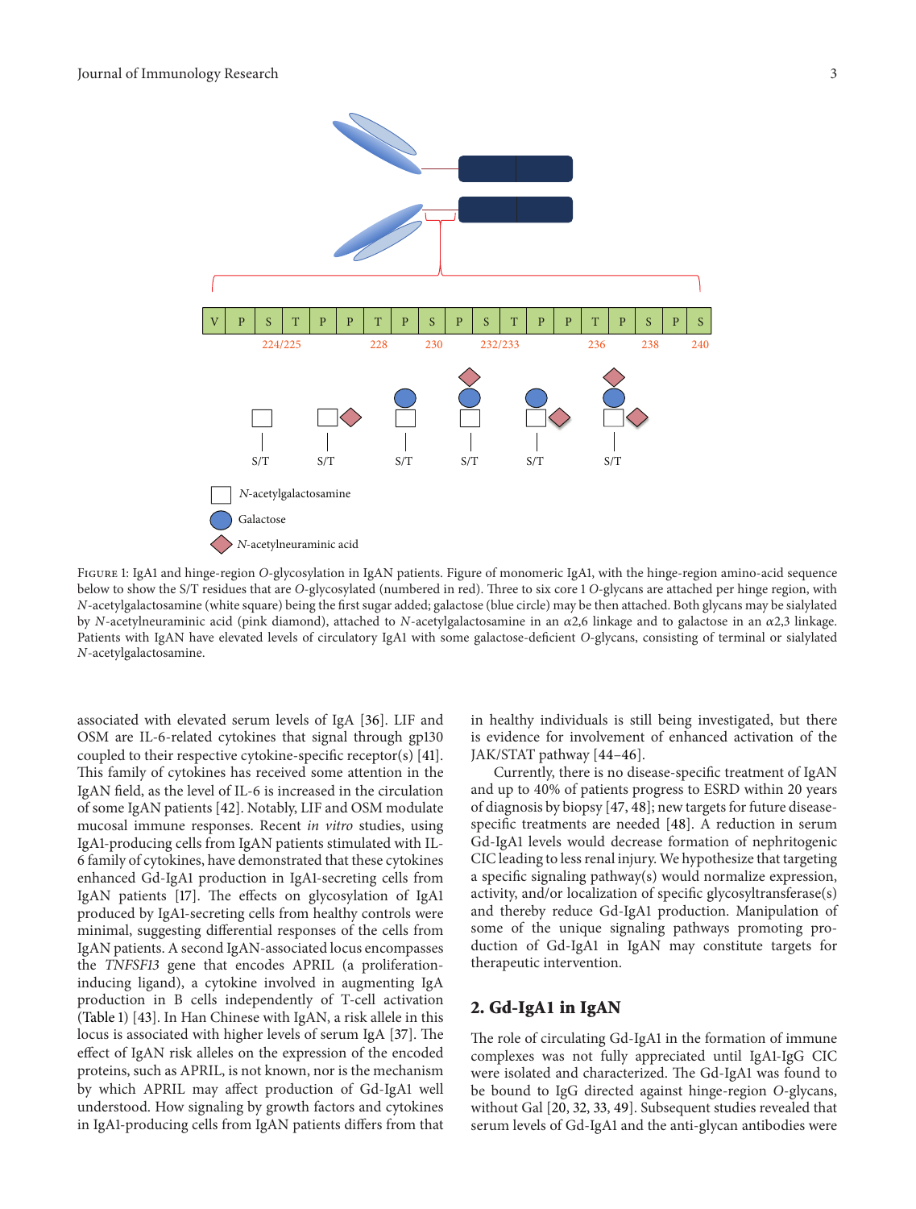FIGURE 1: IgA1 and hinge-region *O*-glycosylation in IgAN patients. Figure of monomeric IgA1, with the hinge-region amino-acid sequence below to show the S/T residues that are *O*-glycosylated (numbered in red). Three to six core 1 *O*-glycans are attached per hinge region, with *N*-acetylgalactosamine (white square) being the first sugar added; galactose (blue circle) may be then attached. Both glycans may be sialylated by *N*-acetylneuraminic acid (pink diamond), attached to *N*-acetylgalactosamine in an α2,6 linkage and to galactose in an α2,3 linkage. Patients with IgAN have elevated levels of circulatory IgA1 with some galactose-deficient *O*-glycans, consisting of terminal or sialylated *N*-acetylgalactosamine.

associated with elevated serum levels of IgA [36]. LIF and OSM are IL-6-related cytokines that signal through gp130 coupled to their respective cytokine-specific receptor(s) [41]. This family of cytokines has received some attention in the IgAN field, as the level of IL-6 is increased in the circulation of some IgAN patients [42]. Notably, LIF and OSM modulate mucosal immune responses. Recent *in vitro* studies, using IgA1-producing cells from IgAN patients stimulated with IL-6 family of cytokines, have demonstrated that these cytokines enhanced Gd-IgA1 production in IgA1-secreting cells from IgAN patients [17]. The effects on glycosylation of IgA1 produced by IgA1-secreting cells from healthy controls were minimal, suggesting differential responses of the cells from IgAN patients. A second IgAN-associated locus encompasses the *TNFSF13* gene that encodes APRIL (a proliferation-inducing ligand), a cytokine involved in augmenting IgA production in B cells independently of T-cell activation (Table 1) [43]. In Han Chinese with IgAN, a risk allele in this locus is associated with higher levels of serum IgA [37]. The effect of IgAN risk alleles on the expression of the encoded proteins, such as APRIL, is not known, nor is the mechanism by which APRIL may affect production of Gd-IgA1 well understood. How signaling by growth factors and cytokines in IgA1-producing cells from IgAN patients differs from that in healthy individuals is still being investigated, but there is evidence for involvement of enhanced activation of the JAK/STAT pathway [44–46].

Currently, there is no disease-specific treatment of IgAN and up to 40% of patients progress to ESRD within 20 years of diagnosis by biopsy [47, 48]; new targets for future disease-specific treatments are needed [48]. A reduction in serum Gd-IgA1 levels would decrease formation of nephritogenic CIC leading to less renal injury. We hypothesize that targeting a specific signaling pathway(s) would normalize expression, activity, and/or localization of specific glycosyltransferase(s) and thereby reduce Gd-IgA1 production. Manipulation of some of the unique signaling pathways promoting production of Gd-IgA1 in IgAN may constitute targets for therapeutic intervention.

## 2. Gd-IgA1 in IgAN

The role of circulating Gd-IgA1 in the formation of immune complexes was not fully appreciated until IgA1-IgG CIC were isolated and characterized. The Gd-IgA1 was found to be bound to IgG directed against hinge-region *O*-glycans, without Gal [20, 32, 33, 49]. Subsequent studies revealed that serum levels of Gd-IgA1 and the anti-glycan antibodies were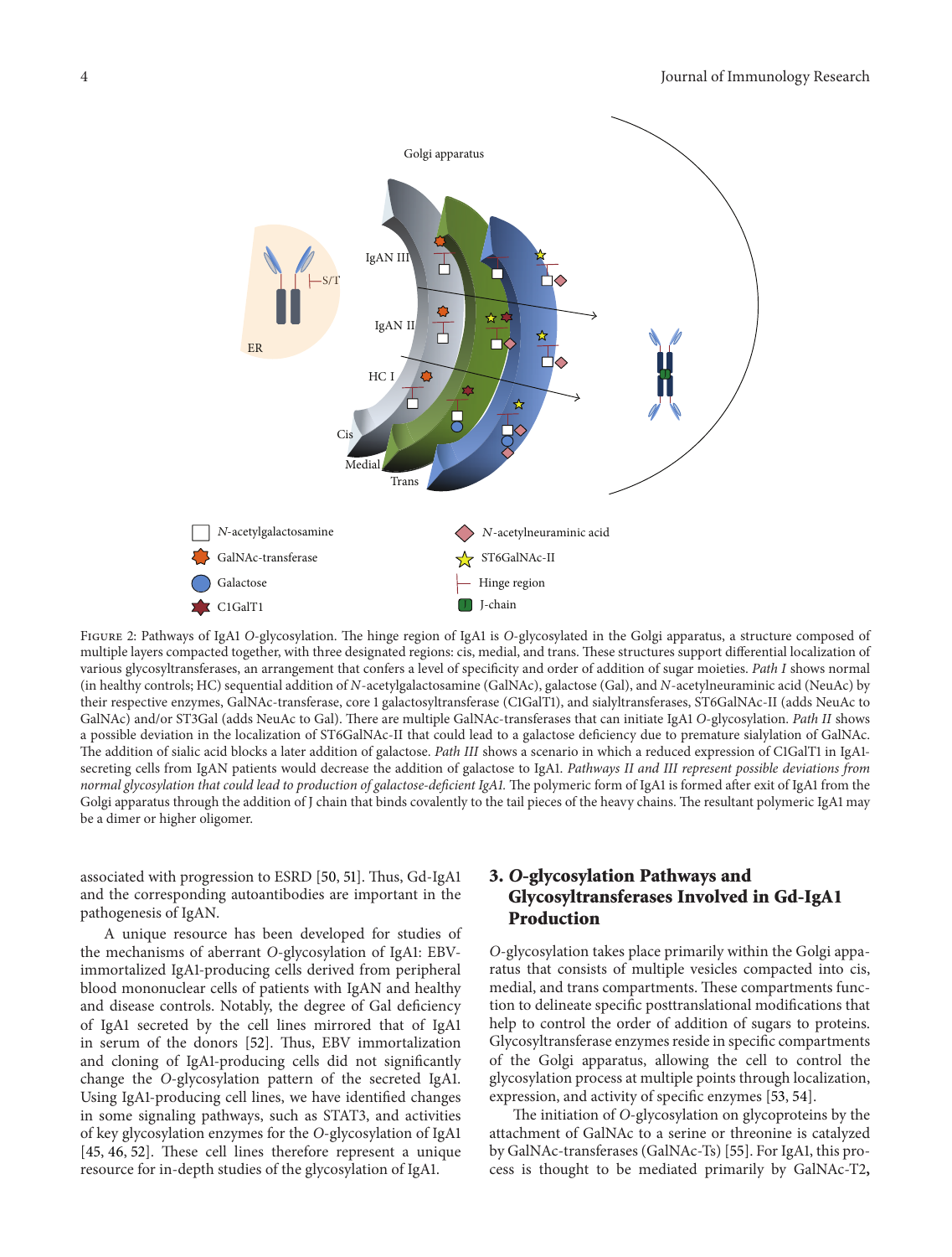Figure 2: Pathways of IgA1 *O*-glycosylation. The hinge region of IgA1 is *O*-glycosylated in the Golgi apparatus, a structure composed of multiple layers compacted together, with three designated regions: cis, medial, and trans. These structures support differential localization of various glycosyltransferases, an arrangement that confers a level of specificity and order of addition of sugar moieties. *Path I* shows normal (in healthy controls; HC) sequential addition of *N*-acetylgalactosamine (GalNAc), galactose (Gal), and *N*-acetylneuraminic acid (NeuAc) by their respective enzymes, GalNAc-transferase, core 1 galactosyltransferase (C1GalT1), and sialyltransferases, ST6GalNAc-II (adds NeuAc to GalNAc) and/or ST3Gal (adds NeuAc to Gal). There are multiple GalNAc-transferases that can initiate IgA1 *O*-glycosylation. *Path II* shows a possible deviation in the localization of ST6GalNAc-II that could lead to a galactose deficiency due to premature sialylation of GalNAc. The addition of sialic acid blocks a later addition of galactose. *Path III* shows a scenario in which a reduced expression of C1GalT1 in IgA1-secreting cells from IgAN patients would decrease the addition of galactose to IgA1. *Pathways II and III represent possible deviations from normal glycosylation that could lead to production of galactose-deficient IgA1.* The polymeric form of IgA1 is formed after exit of IgA1 from the Golgi apparatus through the addition of J chain that binds covalently to the tail pieces of the heavy chains. The resultant polymeric IgA1 may be a dimer or higher oligomer.

associated with progression to ESRD [50, 51]. Thus, Gd-IgA1 and the corresponding autoantibodies are important in the pathogenesis of IgAN.

A unique resource has been developed for studies of the mechanisms of aberrant *O*-glycosylation of IgA1: EBV-immortalized IgA1-producing cells derived from peripheral blood mononuclear cells of patients with IgAN and healthy and disease controls. Notably, the degree of Gal deficiency of IgA1 secreted by the cell lines mirrored that of IgA1 in serum of the donors [52]. Thus, EBV immortalization and cloning of IgA1-producing cells did not significantly change the *O*-glycosylation pattern of the secreted IgA1. Using IgA1-producing cell lines, we have identified changes in some signaling pathways, such as STAT3, and activities of key glycosylation enzymes for the *O*-glycosylation of IgA1 [45, 46, 52]. These cell lines therefore represent a unique resource for in-depth studies of the glycosylation of IgA1.

## 3. *O*-glycosylation Pathways and Glycosyltransferases Involved in Gd-IgA1 Production

*O*-glycosylation takes place primarily within the Golgi apparatus that consists of multiple vesicles compacted into cis, medial, and trans compartments. These compartments function to delineate specific posttranslational modifications that help to control the order of addition of sugars to proteins. Glycosyltransferase enzymes reside in specific compartments of the Golgi apparatus, allowing the cell to control the glycosylation process at multiple points through localization, expression, and activity of specific enzymes [53, 54].

The initiation of *O*-glycosylation on glycoproteins by the attachment of GalNAc to a serine or threonine is catalyzed by GalNAc-transferases (GalNAc-Ts) [55]. For IgA1, this process is thought to be mediated primarily by GalNAc-T2,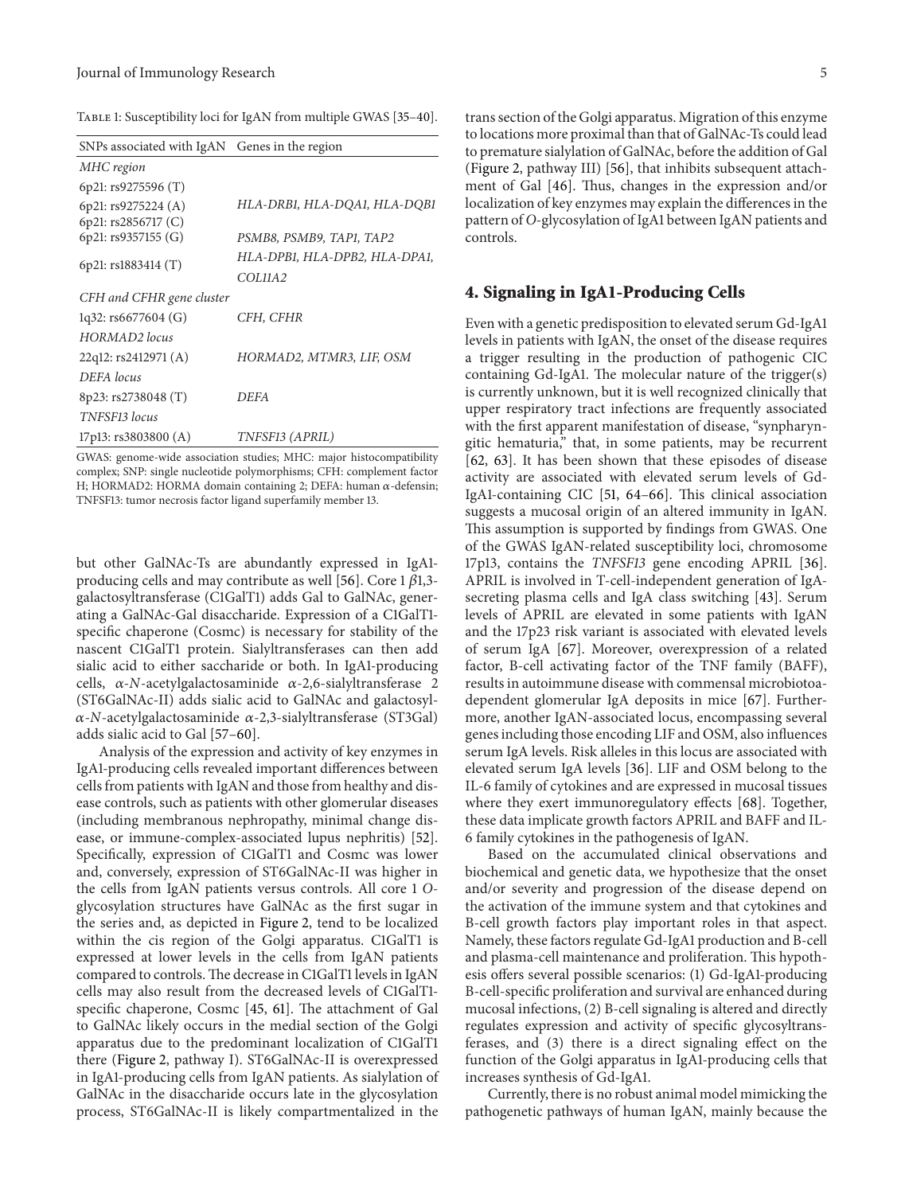Table 1: Susceptibility loci for IgAN from multiple GWAS [35–40].

| SNPs associated with IgAN | Genes in the region |
|---|---|
| *MHC region* | |
| 6p21: rs9275596 (T) | |
| 6p21: rs9275224 (A) | *HLA-DRB1, HLA-DQA1, HLA-DQB1* |
| 6p21: rs2856717 (C) | |
| 6p21: rs9357155 (G) | *PSMB8, PSMB9, TAP1, TAP2* |
| 6p21: rs1883414 (T) | *HLA-DPB1, HLA-DPB2, HLA-DPA1, COL11A2* |
| *CFH and CFHR gene cluster* | |
| 1q32: rs6677604 (G) | *CFH, CFHR* |
| *HORMAD2 locus* | |
| 22q12: rs2412971 (A) | *HORMAD2, MTMR3, LIF, OSM* |
| *DEFA locus* | |
| 8p23: rs2738048 (T) | *DEFA* |
| *TNFSF13 locus* | |
| 17p13: rs3803800 (A) | *TNFSF13 (APRIL)* |

GWAS: genome-wide association studies; MHC: major histocompatibility complex; SNP: single nucleotide polymorphisms; CFH: complement factor H; HORMAD2: HORMA domain containing 2; DEFA: human $\alpha$-defensin; TNFSF13: tumor necrosis factor ligand superfamily member 13.

but other GalNAc-Ts are abundantly expressed in IgA1-producing cells and may contribute as well [56]. Core 1 $\beta$1,3-galactosyltransferase (C1GalT1) adds Gal to GalNAc, generating a GalNAc-Gal disaccharide. Expression of a C1GalT1-specific chaperone (Cosmc) is necessary for stability of the nascent C1GalT1 protein. Sialyltransferases can then add sialic acid to either saccharide or both. In IgA1-producing cells, $\alpha$-*N*-acetylgalactosaminide $\alpha$-2,6-sialyltransferase 2 (ST6GalNAc-II) adds sialic acid to GalNAc and galactosyl-$\alpha$-*N*-acetylgalactosaminide $\alpha$-2,3-sialyltransferase (ST3Gal) adds sialic acid to Gal [57–60].

Analysis of the expression and activity of key enzymes in IgA1-producing cells revealed important differences between cells from patients with IgAN and those from healthy and disease controls, such as patients with other glomerular diseases (including membranous nephropathy, minimal change disease, or immune-complex-associated lupus nephritis) [52]. Specifically, expression of C1GalT1 and Cosmc was lower and, conversely, expression of ST6GalNAc-II was higher in the cells from IgAN patients versus controls. All core 1 *O*-glycosylation structures have GalNAc as the first sugar in the series and, as depicted in Figure 2, tend to be localized within the cis region of the Golgi apparatus. C1GalT1 is expressed at lower levels in the cells from IgAN patients compared to controls. The decrease in C1GalT1 levels in IgAN cells may also result from the decreased levels of C1GalT1-specific chaperone, Cosmc [45, 61]. The attachment of Gal to GalNAc likely occurs in the medial section of the Golgi apparatus due to the predominant localization of C1GalT1 there (Figure 2, pathway I). ST6GalNAc-II is overexpressed in IgA1-producing cells from IgAN patients. As sialylation of GalNAc in the disaccharide occurs late in the glycosylation process, ST6GalNAc-II is likely compartmentalized in the trans section of the Golgi apparatus. Migration of this enzyme to locations more proximal than that of GalNAc-Ts could lead to premature sialylation of GalNAc, before the addition of Gal (Figure 2, pathway III) [56], that inhibits subsequent attachment of Gal [46]. Thus, changes in the expression and/or localization of key enzymes may explain the differences in the pattern of *O*-glycosylation of IgA1 between IgAN patients and controls.

## 4. Signaling in IgA1-Producing Cells

Even with a genetic predisposition to elevated serum Gd-IgA1 levels in patients with IgAN, the onset of the disease requires a trigger resulting in the production of pathogenic CIC containing Gd-IgA1. The molecular nature of the trigger(s) is currently unknown, but it is well recognized clinically that upper respiratory tract infections are frequently associated with the first apparent manifestation of disease, "synpharyngitic hematuria," that, in some patients, may be recurrent [62, 63]. It has been shown that these episodes of disease activity are associated with elevated serum levels of Gd-IgA1-containing CIC [51, 64–66]. This clinical association suggests a mucosal origin of an altered immunity in IgAN. This assumption is supported by findings from GWAS. One of the GWAS IgAN-related susceptibility loci, chromosome 17p13, contains the *TNFSF13* gene encoding APRIL [36]. APRIL is involved in T-cell-independent generation of IgA-secreting plasma cells and IgA class switching [43]. Serum levels of APRIL are elevated in some patients with IgAN and the 17p23 risk variant is associated with elevated levels of serum IgA [67]. Moreover, overexpression of a related factor, B-cell activating factor of the TNF family (BAFF), results in autoimmune disease with commensal microbiotoa-dependent glomerular IgA deposits in mice [67]. Furthermore, another IgAN-associated locus, encompassing several genes including those encoding LIF and OSM, also influences serum IgA levels. Risk alleles in this locus are associated with elevated serum IgA levels [36]. LIF and OSM belong to the IL-6 family of cytokines and are expressed in mucosal tissues where they exert immunoregulatory effects [68]. Together, these data implicate growth factors APRIL and BAFF and IL-6 family cytokines in the pathogenesis of IgAN.

Based on the accumulated clinical observations and biochemical and genetic data, we hypothesize that the onset and/or severity and progression of the disease depend on the activation of the immune system and that cytokines and B-cell growth factors play important roles in that aspect. Namely, these factors regulate Gd-IgA1 production and B-cell and plasma-cell maintenance and proliferation. This hypothesis offers several possible scenarios: (1) Gd-IgA1-producing B-cell-specific proliferation and survival are enhanced during mucosal infections, (2) B-cell signaling is altered and directly regulates expression and activity of specific glycosyltransferases, and (3) there is a direct signaling effect on the function of the Golgi apparatus in IgA1-producing cells that increases synthesis of Gd-IgA1.

Currently, there is no robust animal model mimicking the pathogenetic pathways of human IgAN, mainly because the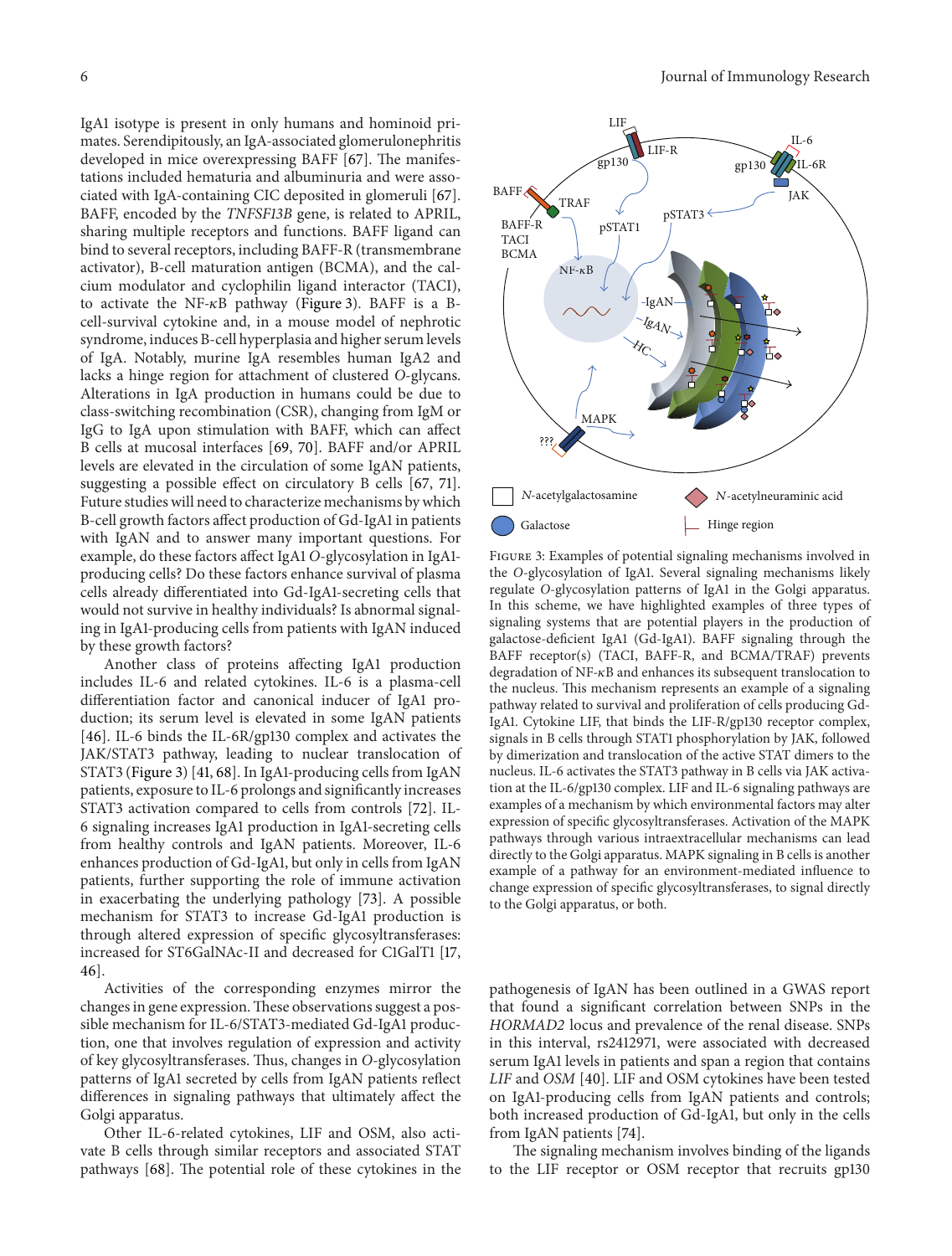IgA1 isotype is present in only humans and hominoid primates. Serendipitously, an IgA-associated glomerulonephritis developed in mice overexpressing BAFF [67]. The manifestations included hematuria and albuminuria and were associated with IgA-containing CIC deposited in glomeruli [67]. BAFF, encoded by the *TNFSF13B* gene, is related to APRIL, sharing multiple receptors and functions. BAFF ligand can bind to several receptors, including BAFF-R (transmembrane activator), B-cell maturation antigen (BCMA), and the calcium modulator and cyclophilin ligand interactor (TACI), to activate the NF-$\kappa$B pathway (Figure 3). BAFF is a B-cell-survival cytokine and, in a mouse model of nephrotic syndrome, induces B-cell hyperplasia and higher serum levels of IgA. Notably, murine IgA resembles human IgA2 and lacks a hinge region for attachment of clustered *O*-glycans. Alterations in IgA production in humans could be due to class-switching recombination (CSR), changing from IgM or IgG to IgA upon stimulation with BAFF, which can affect B cells at mucosal interfaces [69, 70]. BAFF and/or APRIL levels are elevated in the circulation of some IgAN patients, suggesting a possible effect on circulatory B cells [67, 71]. Future studies will need to characterize mechanisms by which B-cell growth factors affect production of Gd-IgA1 in patients with IgAN and to answer many important questions. For example, do these factors affect IgA1 *O*-glycosylation in IgA1-producing cells? Do these factors enhance survival of plasma cells already differentiated into Gd-IgA1-secreting cells that would not survive in healthy individuals? Is abnormal signaling in IgA1-producing cells from patients with IgAN induced by these growth factors?

Another class of proteins affecting IgA1 production includes IL-6 and related cytokines. IL-6 is a plasma-cell differentiation factor and canonical inducer of IgA1 production; its serum level is elevated in some IgAN patients [46]. IL-6 binds the IL-6R/gp130 complex and activates the JAK/STAT3 pathway, leading to nuclear translocation of STAT3 (Figure 3) [41, 68]. In IgA1-producing cells from IgAN patients, exposure to IL-6 prolongs and significantly increases STAT3 activation compared to cells from controls [72]. IL-6 signaling increases IgA1 production in IgA1-secreting cells from healthy controls and IgAN patients. Moreover, IL-6 enhances production of Gd-IgA1, but only in cells from IgAN patients, further supporting the role of immune activation in exacerbating the underlying pathology [73]. A possible mechanism for STAT3 to increase Gd-IgA1 production is through altered expression of specific glycosyltransferases: increased for ST6GalNAc-II and decreased for C1GalT1 [17, 46].

Activities of the corresponding enzymes mirror the changes in gene expression. These observations suggest a possible mechanism for IL-6/STAT3-mediated Gd-IgA1 production, one that involves regulation of expression and activity of key glycosyltransferases. Thus, changes in *O*-glycosylation patterns of IgA1 secreted by cells from IgAN patients reflect differences in signaling pathways that ultimately affect the Golgi apparatus.

Other IL-6-related cytokines, LIF and OSM, also activate B cells through similar receptors and associated STAT pathways [68]. The potential role of these cytokines in the pathogenesis of IgAN has been outlined in a GWAS report that found a significant correlation between SNPs in the *HORMAD2* locus and prevalence of the renal disease. SNPs in this interval, rs2412971, were associated with decreased serum IgA1 levels in patients and span a region that contains *LIF* and *OSM* [40]. LIF and OSM cytokines have been tested on IgA1-producing cells from IgAN patients and controls; both increased production of Gd-IgA1, but only in the cells from IgAN patients [74].

The signaling mechanism involves binding of the ligands to the LIF receptor or OSM receptor that recruits gp130

Figure 3: Examples of potential signaling mechanisms involved in the *O*-glycosylation of IgA1. Several signaling mechanisms likely regulate *O*-glycosylation patterns of IgA1 in the Golgi apparatus. In this scheme, we have highlighted examples of three types of signaling systems that are potential players in the production of galactose-deficient IgA1 (Gd-IgA1). BAFF signaling through the BAFF receptor(s) (TACI, BAFF-R, and BCMA/TRAF) prevents degradation of NF-$\kappa$B and enhances its subsequent translocation to the nucleus. This mechanism represents an example of a signaling pathway related to survival and proliferation of cells producing Gd-IgA1. Cytokine LIF, that binds the LIF-R/gp130 receptor complex, signals in B cells through STAT1 phosphorylation by JAK, followed by dimerization and translocation of the active STAT dimers to the nucleus. IL-6 activates the STAT3 pathway in B cells via JAK activation at the IL-6/gp130 complex. LIF and IL-6 signaling pathways are examples of a mechanism by which environmental factors may alter expression of specific glycosyltransferases. Activation of the MAPK pathways through various intraextracellular mechanisms can lead directly to the Golgi apparatus. MAPK signaling in B cells is another example of a pathway for an environment-mediated influence to change expression of specific glycosyltransferases, to signal directly to the Golgi apparatus, or both.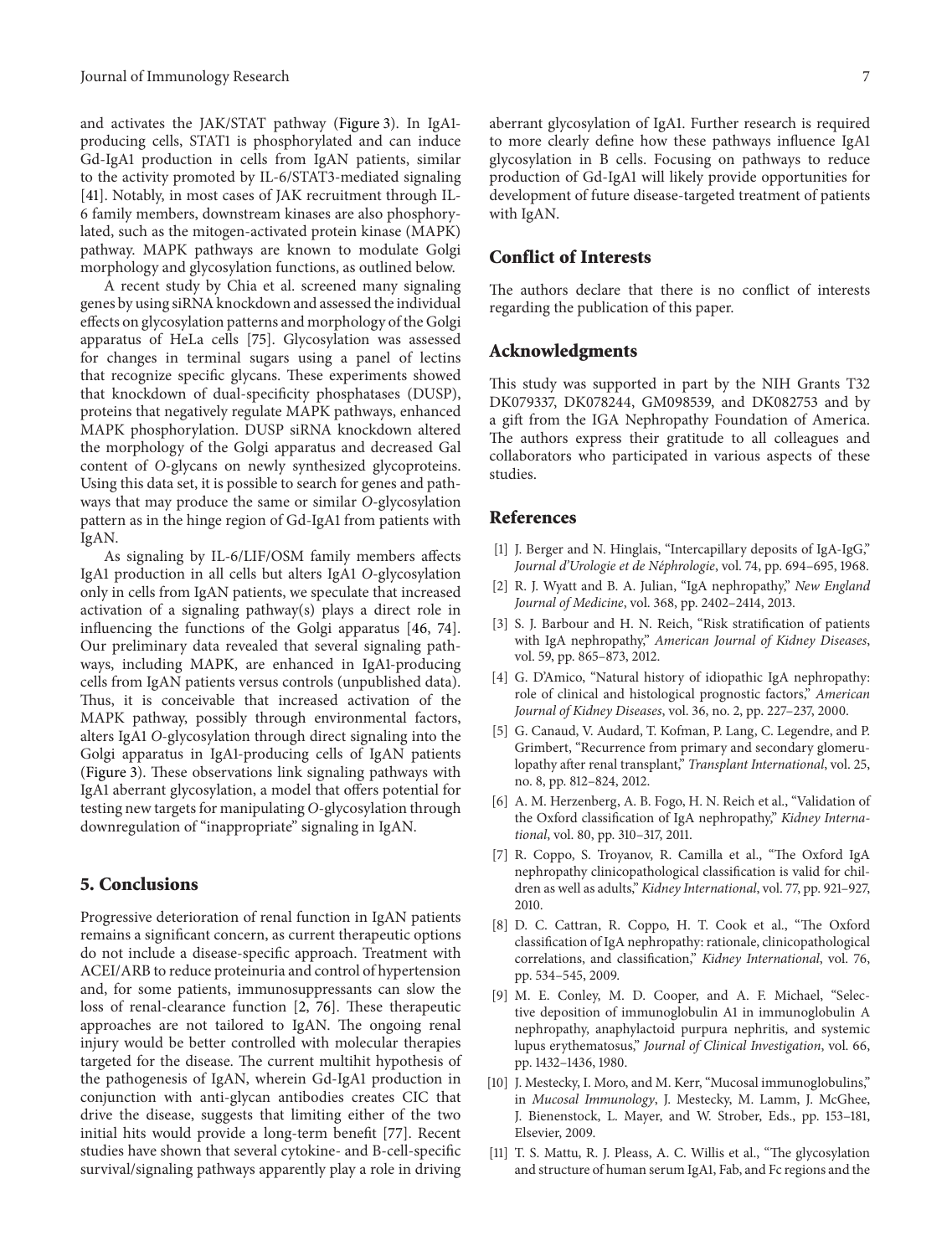and activates the JAK/STAT pathway (Figure 3). In IgA1-producing cells, STAT1 is phosphorylated and can induce Gd-IgA1 production in cells from IgAN patients, similar to the activity promoted by IL-6/STAT3-mediated signaling [41]. Notably, in most cases of JAK recruitment through IL-6 family members, downstream kinases are also phosphorylated, such as the mitogen-activated protein kinase (MAPK) pathway. MAPK pathways are known to modulate Golgi morphology and glycosylation functions, as outlined below.

A recent study by Chia et al. screened many signaling genes by using siRNA knockdown and assessed the individual effects on glycosylation patterns and morphology of the Golgi apparatus of HeLa cells [75]. Glycosylation was assessed for changes in terminal sugars using a panel of lectins that recognize specific glycans. These experiments showed that knockdown of dual-specificity phosphatases (DUSP), proteins that negatively regulate MAPK pathways, enhanced MAPK phosphorylation. DUSP siRNA knockdown altered the morphology of the Golgi apparatus and decreased Gal content of *O*-glycans on newly synthesized glycoproteins. Using this data set, it is possible to search for genes and pathways that may produce the same or similar *O*-glycosylation pattern as in the hinge region of Gd-IgA1 from patients with IgAN.

As signaling by IL-6/LIF/OSM family members affects IgA1 production in all cells but alters IgA1 *O*-glycosylation only in cells from IgAN patients, we speculate that increased activation of a signaling pathway(s) plays a direct role in influencing the functions of the Golgi apparatus [46, 74]. Our preliminary data revealed that several signaling pathways, including MAPK, are enhanced in IgA1-producing cells from IgAN patients versus controls (unpublished data). Thus, it is conceivable that increased activation of the MAPK pathway, possibly through environmental factors, alters IgA1 *O*-glycosylation through direct signaling into the Golgi apparatus in IgA1-producing cells of IgAN patients (Figure 3). These observations link signaling pathways with IgA1 aberrant glycosylation, a model that offers potential for testing new targets for manipulating *O*-glycosylation through downregulation of "inappropriate" signaling in IgAN.

## 5. Conclusions

Progressive deterioration of renal function in IgAN patients remains a significant concern, as current therapeutic options do not include a disease-specific approach. Treatment with ACEI/ARB to reduce proteinuria and control of hypertension and, for some patients, immunosuppressants can slow the loss of renal-clearance function [2, 76]. These therapeutic approaches are not tailored to IgAN. The ongoing renal injury would be better controlled with molecular therapies targeted for the disease. The current multihit hypothesis of the pathogenesis of IgAN, wherein Gd-IgA1 production in conjunction with anti-glycan antibodies creates CIC that drive the disease, suggests that limiting either of the two initial hits would provide a long-term benefit [77]. Recent studies have shown that several cytokine- and B-cell-specific survival/signaling pathways apparently play a role in driving aberrant glycosylation of IgA1. Further research is required to more clearly define how these pathways influence IgA1 glycosylation in B cells. Focusing on pathways to reduce production of Gd-IgA1 will likely provide opportunities for development of future disease-targeted treatment of patients with IgAN.

## Conflict of Interests

The authors declare that there is no conflict of interests regarding the publication of this paper.

## Acknowledgments

This study was supported in part by the NIH Grants T32 DK079337, DK078244, GM098539, and DK082753 and by a gift from the IGA Nephropathy Foundation of America. The authors express their gratitude to all colleagues and collaborators who participated in various aspects of these studies.

## References

[1] J. Berger and N. Hinglais, "Intercapillary deposits of IgA-IgG," *Journal d'Urologie et de Néphrologie*, vol. 74, pp. 694–695, 1968.

[2] R. J. Wyatt and B. A. Julian, "IgA nephropathy," *New England Journal of Medicine*, vol. 368, pp. 2402–2414, 2013.

[3] S. J. Barbour and H. N. Reich, "Risk stratification of patients with IgA nephropathy," *American Journal of Kidney Diseases*, vol. 59, pp. 865–873, 2012.

[4] G. D'Amico, "Natural history of idiopathic IgA nephropathy: role of clinical and histological prognostic factors," *American Journal of Kidney Diseases*, vol. 36, no. 2, pp. 227–237, 2000.

[5] G. Canaud, V. Audard, T. Kofman, P. Lang, C. Legendre, and P. Grimbert, "Recurrence from primary and secondary glomerulopathy after renal transplant," *Transplant International*, vol. 25, no. 8, pp. 812–824, 2012.

[6] A. M. Herzenberg, A. B. Fogo, H. N. Reich et al., "Validation of the Oxford classification of IgA nephropathy," *Kidney International*, vol. 80, pp. 310–317, 2011.

[7] R. Coppo, S. Troyanov, R. Camilla et al., "The Oxford IgA nephropathy clinicopathological classification is valid for children as well as adults," *Kidney International*, vol. 77, pp. 921–927, 2010.

[8] D. C. Cattran, R. Coppo, H. T. Cook et al., "The Oxford classification of IgA nephropathy: rationale, clinicopathological correlations, and classification," *Kidney International*, vol. 76, pp. 534–545, 2009.

[9] M. E. Conley, M. D. Cooper, and A. F. Michael, "Selective deposition of immunoglobulin A1 in immunoglobulin A nephropathy, anaphylactoid purpura nephritis, and systemic lupus erythematosus," *Journal of Clinical Investigation*, vol. 66, pp. 1432–1436, 1980.

[10] J. Mestecky, I. Moro, and M. Kerr, "Mucosal immunoglobulins," in *Mucosal Immunology*, J. Mestecky, M. Lamm, J. McGhee, J. Bienenstock, L. Mayer, and W. Strober, Eds., pp. 153–181, Elsevier, 2009.

[11] T. S. Mattu, R. J. Pleass, A. C. Willis et al., "The glycosylation and structure of human serum IgA1, Fab, and Fc regions and the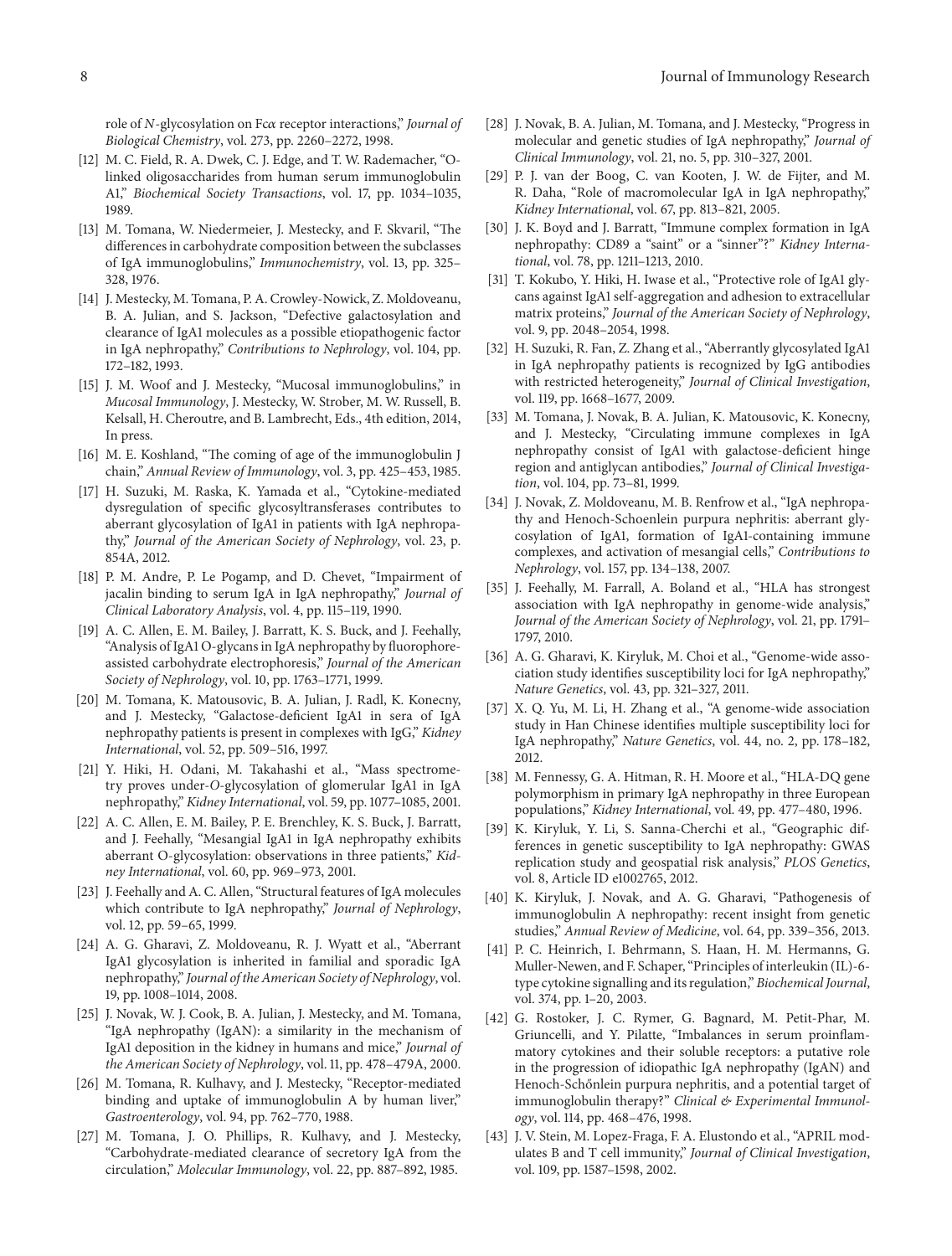role of *N*-glycosylation on Fcα receptor interactions," *Journal of Biological Chemistry*, vol. 273, pp. 2260–2272, 1998.

[12] M. C. Field, R. A. Dwek, C. J. Edge, and T. W. Rademacher, "O-linked oligosaccharides from human serum immunoglobulin A1," *Biochemical Society Transactions*, vol. 17, pp. 1034–1035, 1989.

[13] M. Tomana, W. Niedermeier, J. Mestecky, and F. Skvaril, "The differences in carbohydrate composition between the subclasses of IgA immunoglobulins," *Immunochemistry*, vol. 13, pp. 325–328, 1976.

[14] J. Mestecky, M. Tomana, P. A. Crowley-Nowick, Z. Moldoveanu, B. A. Julian, and S. Jackson, "Defective galactosylation and clearance of IgA1 molecules as a possible etiopathogenic factor in IgA nephropathy," *Contributions to Nephrology*, vol. 104, pp. 172–182, 1993.

[15] J. M. Woof and J. Mestecky, "Mucosal immunoglobulins," in *Mucosal Immunology*, J. Mestecky, W. Strober, M. W. Russell, B. Kelsall, H. Cheroutre, and B. Lambrecht, Eds., 4th edition, 2014, In press.

[16] M. E. Koshland, "The coming of age of the immunoglobulin J chain," *Annual Review of Immunology*, vol. 3, pp. 425–453, 1985.

[17] H. Suzuki, M. Raska, K. Yamada et al., "Cytokine-mediated dysregulation of specific glycosyltransferases contributes to aberrant glycosylation of IgA1 in patients with IgA nephropathy," *Journal of the American Society of Nephrology*, vol. 23, p. 854A, 2012.

[18] P. M. Andre, P. Le Pogamp, and D. Chevet, "Impairment of jacalin binding to serum IgA in IgA nephropathy," *Journal of Clinical Laboratory Analysis*, vol. 4, pp. 115–119, 1990.

[19] A. C. Allen, E. M. Bailey, J. Barratt, K. S. Buck, and J. Feehally, "Analysis of IgA1 O-glycans in IgA nephropathy by fluorophore-assisted carbohydrate electrophoresis," *Journal of the American Society of Nephrology*, vol. 10, pp. 1763–1771, 1999.

[20] M. Tomana, K. Matousovic, B. A. Julian, J. Radl, K. Konecny, and J. Mestecky, "Galactose-deficient IgA1 in sera of IgA nephropathy patients is present in complexes with IgG," *Kidney International*, vol. 52, pp. 509–516, 1997.

[21] Y. Hiki, H. Odani, M. Takahashi et al., "Mass spectrometry proves under-*O*-glycosylation of glomerular IgA1 in IgA nephropathy," *Kidney International*, vol. 59, pp. 1077–1085, 2001.

[22] A. C. Allen, E. M. Bailey, P. E. Brenchley, K. S. Buck, J. Barratt, and J. Feehally, "Mesangial IgA1 in IgA nephropathy exhibits aberrant O-glycosylation: observations in three patients," *Kidney International*, vol. 60, pp. 969–973, 2001.

[23] J. Feehally and A. C. Allen, "Structural features of IgA molecules which contribute to IgA nephropathy," *Journal of Nephrology*, vol. 12, pp. 59–65, 1999.

[24] A. G. Gharavi, Z. Moldoveanu, R. J. Wyatt et al., "Aberrant IgA1 glycosylation is inherited in familial and sporadic IgA nephropathy," *Journal of the American Society of Nephrology*, vol. 19, pp. 1008–1014, 2008.

[25] J. Novak, W. J. Cook, B. A. Julian, J. Mestecky, and M. Tomana, "IgA nephropathy (IgAN): a similarity in the mechanism of IgA1 deposition in the kidney in humans and mice," *Journal of the American Society of Nephrology*, vol. 11, pp. 478–479A, 2000.

[26] M. Tomana, R. Kulhavy, and J. Mestecky, "Receptor-mediated binding and uptake of immunoglobulin A by human liver," *Gastroenterology*, vol. 94, pp. 762–770, 1988.

[27] M. Tomana, J. O. Phillips, R. Kulhavy, and J. Mestecky, "Carbohydrate-mediated clearance of secretory IgA from the circulation," *Molecular Immunology*, vol. 22, pp. 887–892, 1985.

[28] J. Novak, B. A. Julian, M. Tomana, and J. Mestecky, "Progress in molecular and genetic studies of IgA nephropathy," *Journal of Clinical Immunology*, vol. 21, no. 5, pp. 310–327, 2001.

[29] P. J. van der Boog, C. van Kooten, J. W. de Fijter, and M. R. Daha, "Role of macromolecular IgA in IgA nephropathy," *Kidney International*, vol. 67, pp. 813–821, 2005.

[30] J. K. Boyd and J. Barratt, "Immune complex formation in IgA nephropathy: CD89 a "saint" or a "sinner"?" *Kidney International*, vol. 78, pp. 1211–1213, 2010.

[31] T. Kokubo, Y. Hiki, H. Iwase et al., "Protective role of IgA1 glycans against IgA1 self-aggregation and adhesion to extracellular matrix proteins," *Journal of the American Society of Nephrology*, vol. 9, pp. 2048–2054, 1998.

[32] H. Suzuki, R. Fan, Z. Zhang et al., "Aberrantly glycosylated IgA1 in IgA nephropathy patients is recognized by IgG antibodies with restricted heterogeneity," *Journal of Clinical Investigation*, vol. 119, pp. 1668–1677, 2009.

[33] M. Tomana, J. Novak, B. A. Julian, K. Matousovic, K. Konecny, and J. Mestecky, "Circulating immune complexes in IgA nephropathy consist of IgA1 with galactose-deficient hinge region and antiglycan antibodies," *Journal of Clinical Investigation*, vol. 104, pp. 73–81, 1999.

[34] J. Novak, Z. Moldoveanu, M. B. Renfrow et al., "IgA nephropathy and Henoch-Schoenlein purpura nephritis: aberrant glycosylation of IgA1, formation of IgA1-containing immune complexes, and activation of mesangial cells," *Contributions to Nephrology*, vol. 157, pp. 134–138, 2007.

[35] J. Feehally, M. Farrall, A. Boland et al., "HLA has strongest association with IgA nephropathy in genome-wide analysis," *Journal of the American Society of Nephrology*, vol. 21, pp. 1791–1797, 2010.

[36] A. G. Gharavi, K. Kiryluk, M. Choi et al., "Genome-wide association study identifies susceptibility loci for IgA nephropathy," *Nature Genetics*, vol. 43, pp. 321–327, 2011.

[37] X. Q. Yu, M. Li, H. Zhang et al., "A genome-wide association study in Han Chinese identifies multiple susceptibility loci for IgA nephropathy," *Nature Genetics*, vol. 44, no. 2, pp. 178–182, 2012.

[38] M. Fennessy, G. A. Hitman, R. H. Moore et al., "HLA-DQ gene polymorphism in primary IgA nephropathy in three European populations," *Kidney International*, vol. 49, pp. 477–480, 1996.

[39] K. Kiryluk, Y. Li, S. Sanna-Cherchi et al., "Geographic differences in genetic susceptibility to IgA nephropathy: GWAS replication study and geospatial risk analysis," *PLOS Genetics*, vol. 8, Article ID e1002765, 2012.

[40] K. Kiryluk, J. Novak, and A. G. Gharavi, "Pathogenesis of immunoglobulin A nephropathy: recent insight from genetic studies," *Annual Review of Medicine*, vol. 64, pp. 339–356, 2013.

[41] P. C. Heinrich, I. Behrmann, S. Haan, H. M. Hermanns, G. Muller-Newen, and F. Schaper, "Principles of interleukin (IL)-6-type cytokine signalling and its regulation," *Biochemical Journal*, vol. 374, pp. 1–20, 2003.

[42] G. Rostoker, J. C. Rymer, G. Bagnard, M. Petit-Phar, M. Griuncelli, and Y. Pilatte, "Imbalances in serum proinflammatory cytokines and their soluble receptors: a putative role in the progression of idiopathic IgA nephropathy (IgAN) and Henoch-Schőnlein purpura nephritis, and a potential target of immunoglobulin therapy?" *Clinical & Experimental Immunology*, vol. 114, pp. 468–476, 1998.

[43] J. V. Stein, M. Lopez-Fraga, F. A. Elustondo et al., "APRIL modulates B and T cell immunity," *Journal of Clinical Investigation*, vol. 109, pp. 1587–1598, 2002.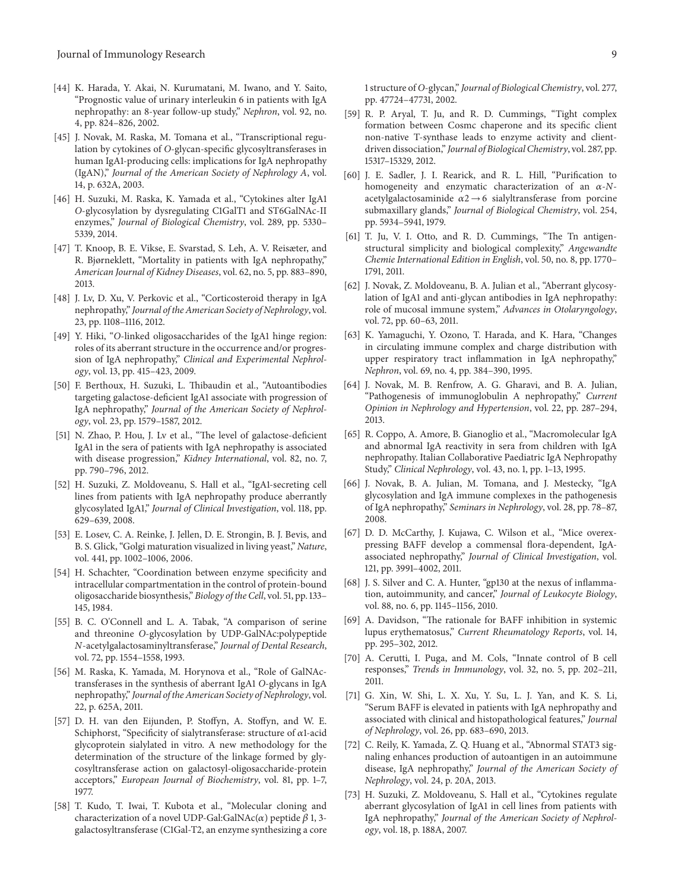[44] K. Harada, Y. Akai, N. Kurumatani, M. Iwano, and Y. Saito, "Prognostic value of urinary interleukin 6 in patients with IgA nephropathy: an 8-year follow-up study," *Nephron*, vol. 92, no. 4, pp. 824–826, 2002.

[45] J. Novak, M. Raska, M. Tomana et al., "Transcriptional regulation by cytokines of *O*-glycan-specific glycosyltransferases in human IgA1-producing cells: implications for IgA nephropathy (IgAN)," *Journal of the American Society of Nephrology A*, vol. 14, p. 632A, 2003.

[46] H. Suzuki, M. Raska, K. Yamada et al., "Cytokines alter IgA1 *O*-glycosylation by dysregulating C1GalT1 and ST6GalNAc-II enzymes," *Journal of Biological Chemistry*, vol. 289, pp. 5330–5339, 2014.

[47] T. Knoop, B. E. Vikse, E. Svarstad, S. Leh, A. V. Reisæter, and R. Bjørneklett, "Mortality in patients with IgA nephropathy," *American Journal of Kidney Diseases*, vol. 62, no. 5, pp. 883–890, 2013.

[48] J. Lv, D. Xu, V. Perkovic et al., "Corticosteroid therapy in IgA nephropathy," *Journal of the American Society of Nephrology*, vol. 23, pp. 1108–1116, 2012.

[49] Y. Hiki, "*O*-linked oligosaccharides of the IgA1 hinge region: roles of its aberrant structure in the occurrence and/or progression of IgA nephropathy," *Clinical and Experimental Nephrology*, vol. 13, pp. 415–423, 2009.

[50] F. Berthoux, H. Suzuki, L. Thibaudin et al., "Autoantibodies targeting galactose-deficient IgA1 associate with progression of IgA nephropathy," *Journal of the American Society of Nephrology*, vol. 23, pp. 1579–1587, 2012.

[51] N. Zhao, P. Hou, J. Lv et al., "The level of galactose-deficient IgA1 in the sera of patients with IgA nephropathy is associated with disease progression," *Kidney International*, vol. 82, no. 7, pp. 790–796, 2012.

[52] H. Suzuki, Z. Moldoveanu, S. Hall et al., "IgA1-secreting cell lines from patients with IgA nephropathy produce aberrantly glycosylated IgA1," *Journal of Clinical Investigation*, vol. 118, pp. 629–639, 2008.

[53] E. Losev, C. A. Reinke, J. Jellen, D. E. Strongin, B. J. Bevis, and B. S. Glick, "Golgi maturation visualized in living yeast," *Nature*, vol. 441, pp. 1002–1006, 2006.

[54] H. Schachter, "Coordination between enzyme specificity and intracellular compartmentation in the control of protein-bound oligosaccharide biosynthesis," *Biology of the Cell*, vol. 51, pp. 133–145, 1984.

[55] B. C. O'Connell and L. A. Tabak, "A comparison of serine and threonine *O*-glycosylation by UDP-GalNAc:polypeptide *N*-acetylgalactosaminyltransferase," *Journal of Dental Research*, vol. 72, pp. 1554–1558, 1993.

[56] M. Raska, K. Yamada, M. Horynova et al., "Role of GalNAc-transferases in the synthesis of aberrant IgA1 *O*-glycans in IgA nephropathy," *Journal of the American Society of Nephrology*, vol. 22, p. 625A, 2011.

[57] D. H. van den Eijunden, P. Stoffyn, A. Stoffyn, and W. E. Schiphorst, "Specificity of sialyltransferase: structure of $\alpha$1-acid glycoprotein sialylated in vitro. A new methodology for the determination of the structure of the linkage formed by glycosyltransferase action on galactosyl-oligosaccharide-protein acceptors," *European Journal of Biochemistry*, vol. 81, pp. 1–7, 1977.

[58] T. Kudo, T. Iwai, T. Kubota et al., "Molecular cloning and characterization of a novel UDP-Gal:GalNAc($\alpha$) peptide $\beta$ 1, 3-galactosyltransferase (C1Gal-T2, an enzyme synthesizing a core 1 structure of *O*-glycan," *Journal of Biological Chemistry*, vol. 277, pp. 47724–47731, 2002.

[59] R. P. Aryal, T. Ju, and R. D. Cummings, "Tight complex formation between Cosmc chaperone and its specific client non-native T-synthase leads to enzyme activity and client-driven dissociation," *Journal of Biological Chemistry*, vol. 287, pp. 15317–15329, 2012.

[60] J. E. Sadler, J. I. Rearick, and R. L. Hill, "Purification to homogeneity and enzymatic characterization of an $\alpha$-*N*-acetylgalactosaminide $\alpha 2 \rightarrow 6$ sialyltransferase from porcine submaxillary glands," *Journal of Biological Chemistry*, vol. 254, pp. 5934–5941, 1979.

[61] T. Ju, V. I. Otto, and R. D. Cummings, "The Tn antigen-structural simplicity and biological complexity," *Angewandte Chemie International Edition in English*, vol. 50, no. 8, pp. 1770–1791, 2011.

[62] J. Novak, Z. Moldoveanu, B. A. Julian et al., "Aberrant glycosylation of IgA1 and anti-glycan antibodies in IgA nephropathy: role of mucosal immune system," *Advances in Otolaryngology*, vol. 72, pp. 60–63, 2011.

[63] K. Yamaguchi, Y. Ozono, T. Harada, and K. Hara, "Changes in circulating immune complex and charge distribution with upper respiratory tract inflammation in IgA nephropathy," *Nephron*, vol. 69, no. 4, pp. 384–390, 1995.

[64] J. Novak, M. B. Renfrow, A. G. Gharavi, and B. A. Julian, "Pathogenesis of immunoglobulin A nephropathy," *Current Opinion in Nephrology and Hypertension*, vol. 22, pp. 287–294, 2013.

[65] R. Coppo, A. Amore, B. Gianoglio et al., "Macromolecular IgA and abnormal IgA reactivity in sera from children with IgA nephropathy. Italian Collaborative Paediatric IgA Nephropathy Study," *Clinical Nephrology*, vol. 43, no. 1, pp. 1–13, 1995.

[66] J. Novak, B. A. Julian, M. Tomana, and J. Mestecky, "IgA glycosylation and IgA immune complexes in the pathogenesis of IgA nephropathy," *Seminars in Nephrology*, vol. 28, pp. 78–87, 2008.

[67] D. D. McCarthy, J. Kujawa, C. Wilson et al., "Mice overexpressing BAFF develop a commensal flora-dependent, IgA-associated nephropathy," *Journal of Clinical Investigation*, vol. 121, pp. 3991–4002, 2011.

[68] J. S. Silver and C. A. Hunter, "gp130 at the nexus of inflammation, autoimmunity, and cancer," *Journal of Leukocyte Biology*, vol. 88, no. 6, pp. 1145–1156, 2010.

[69] A. Davidson, "The rationale for BAFF inhibition in systemic lupus erythematosus," *Current Rheumatology Reports*, vol. 14, pp. 295–302, 2012.

[70] A. Cerutti, I. Puga, and M. Cols, "Innate control of B cell responses," *Trends in Immunology*, vol. 32, no. 5, pp. 202–211, 2011.

[71] G. Xin, W. Shi, L. X. Xu, Y. Su, L. J. Yan, and K. S. Li, "Serum BAFF is elevated in patients with IgA nephropathy and associated with clinical and histopathological features," *Journal of Nephrology*, vol. 26, pp. 683–690, 2013.

[72] C. Reily, K. Yamada, Z. Q. Huang et al., "Abnormal STAT3 signaling enhances production of autoantigen in an autoimmune disease, IgA nephropathy," *Journal of the American Society of Nephrology*, vol. 24, p. 20A, 2013.

[73] H. Suzuki, Z. Moldoveanu, S. Hall et al., "Cytokines regulate aberrant glycosylation of IgA1 in cell lines from patients with IgA nephropathy," *Journal of the American Society of Nephrology*, vol. 18, p. 188A, 2007.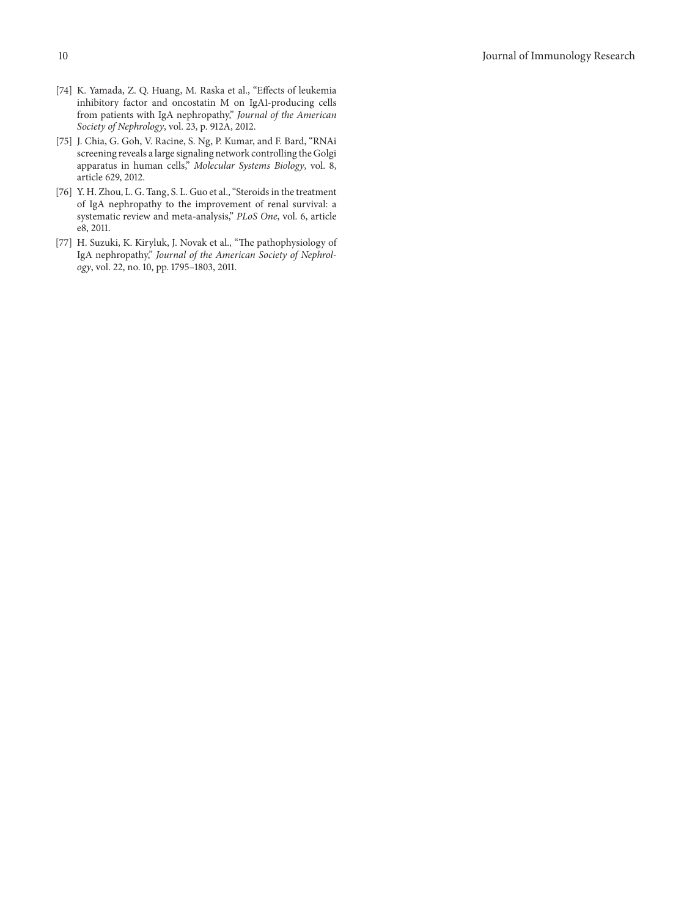[74] K. Yamada, Z. Q. Huang, M. Raska et al., "Effects of leukemia inhibitory factor and oncostatin M on IgA1-producing cells from patients with IgA nephropathy," *Journal of the American Society of Nephrology*, vol. 23, p. 912A, 2012.

[75] J. Chia, G. Goh, V. Racine, S. Ng, P. Kumar, and F. Bard, "RNAi screening reveals a large signaling network controlling the Golgi apparatus in human cells," *Molecular Systems Biology*, vol. 8, article 629, 2012.

[76] Y. H. Zhou, L. G. Tang, S. L. Guo et al., "Steroids in the treatment of IgA nephropathy to the improvement of renal survival: a systematic review and meta-analysis," *PLoS One*, vol. 6, article e8, 2011.

[77] H. Suzuki, K. Kiryluk, J. Novak et al., "The pathophysiology of IgA nephropathy," *Journal of the American Society of Nephrology*, vol. 22, no. 10, pp. 1795–1803, 2011.